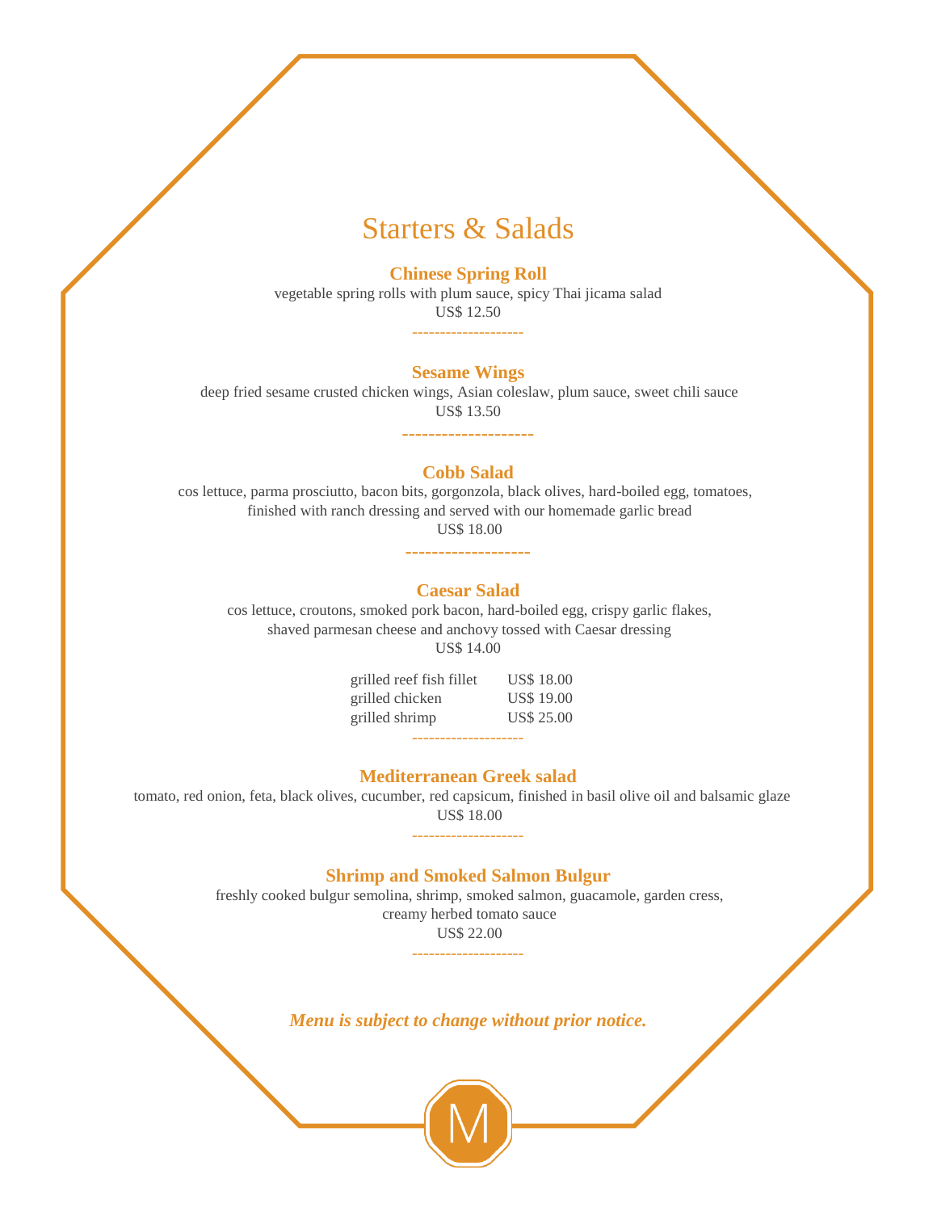# Starters & Salads

### Chinese Spring Roll

vegetable spring rolls with plum sauce, spicy Thai jicama salad

US$ 12.50

-------------------

### Sesame Wings

deep fried sesame crusted chicken wings, Asian coleslaw, plum sauce, sweet chili sauce

US$ 13.50

-------------------

### Cobb Salad

cos lettuce, parma prosciutto, bacon bits, gorgonzola, black olives, hard-boiled egg, tomatoes, finished with ranch dressing and served with our homemade garlic bread

US$ 18.00

-------------------

### Caesar Salad

cos lettuce, croutons, smoked pork bacon, hard-boiled egg, crispy garlic flakes, shaved parmesan cheese and anchovy tossed with Caesar dressing

US$ 14.00

| | |
|---|---|
| grilled reef fish fillet | US$ 18.00 |
| grilled chicken | US$ 19.00 |
| grilled shrimp | US$ 25.00 |

-------------------

### Mediterranean Greek salad

tomato, red onion, feta, black olives, cucumber, red capsicum, finished in basil olive oil and balsamic glaze

US$ 18.00

-------------------

### Shrimp and Smoked Salmon Bulgur

freshly cooked bulgur semolina, shrimp, smoked salmon, guacamole, garden cress, creamy herbed tomato sauce

US$ 22.00

-------------------

***Menu is subject to change without prior notice.***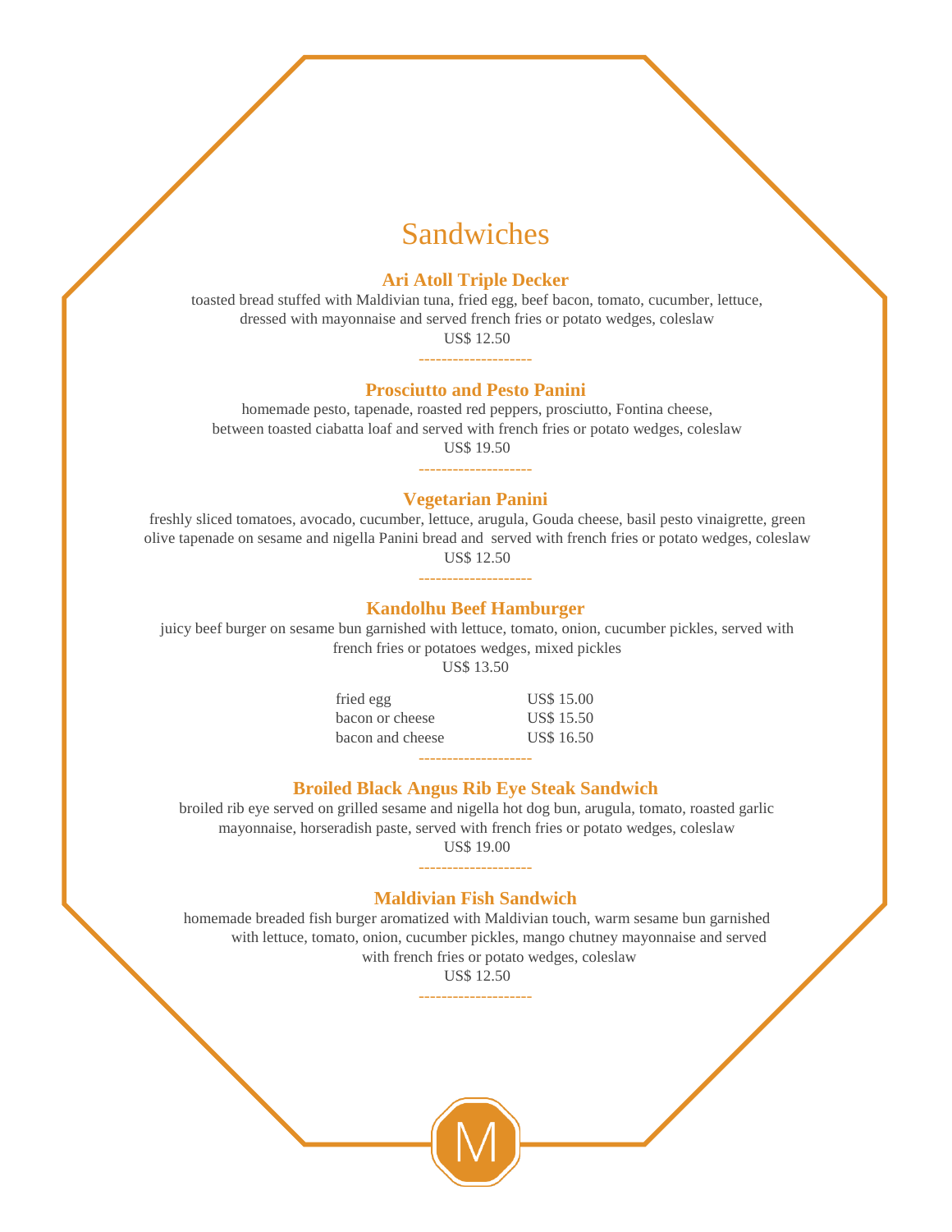# Sandwiches

### Ari Atoll Triple Decker

toasted bread stuffed with Maldivian tuna, fried egg, beef bacon, tomato, cucumber, lettuce, dressed with mayonnaise and served french fries or potato wedges, coleslaw

US$ 12.50

-------------------

### Prosciutto and Pesto Panini

homemade pesto, tapenade, roasted red peppers, prosciutto, Fontina cheese, between toasted ciabatta loaf and served with french fries or potato wedges, coleslaw

US$ 19.50

-------------------

### Vegetarian Panini

freshly sliced tomatoes, avocado, cucumber, lettuce, arugula, Gouda cheese, basil pesto vinaigrette, green olive tapenade on sesame and nigella Panini bread and served with french fries or potato wedges, coleslaw

US$ 12.50

-------------------

### Kandolhu Beef Hamburger

juicy beef burger on sesame bun garnished with lettuce, tomato, onion, cucumber pickles, served with french fries or potatoes wedges, mixed pickles

US$ 13.50

| | |
|---|---|
| fried egg | US$ 15.00 |
| bacon or cheese | US$ 15.50 |
| bacon and cheese | US$ 16.50 |

-------------------

### Broiled Black Angus Rib Eye Steak Sandwich

broiled rib eye served on grilled sesame and nigella hot dog bun, arugula, tomato, roasted garlic mayonnaise, horseradish paste, served with french fries or potato wedges, coleslaw

US$ 19.00

-------------------

### Maldivian Fish Sandwich

homemade breaded fish burger aromatized with Maldivian touch, warm sesame bun garnished with lettuce, tomato, onion, cucumber pickles, mango chutney mayonnaise and served with french fries or potato wedges, coleslaw

US$ 12.50

-------------------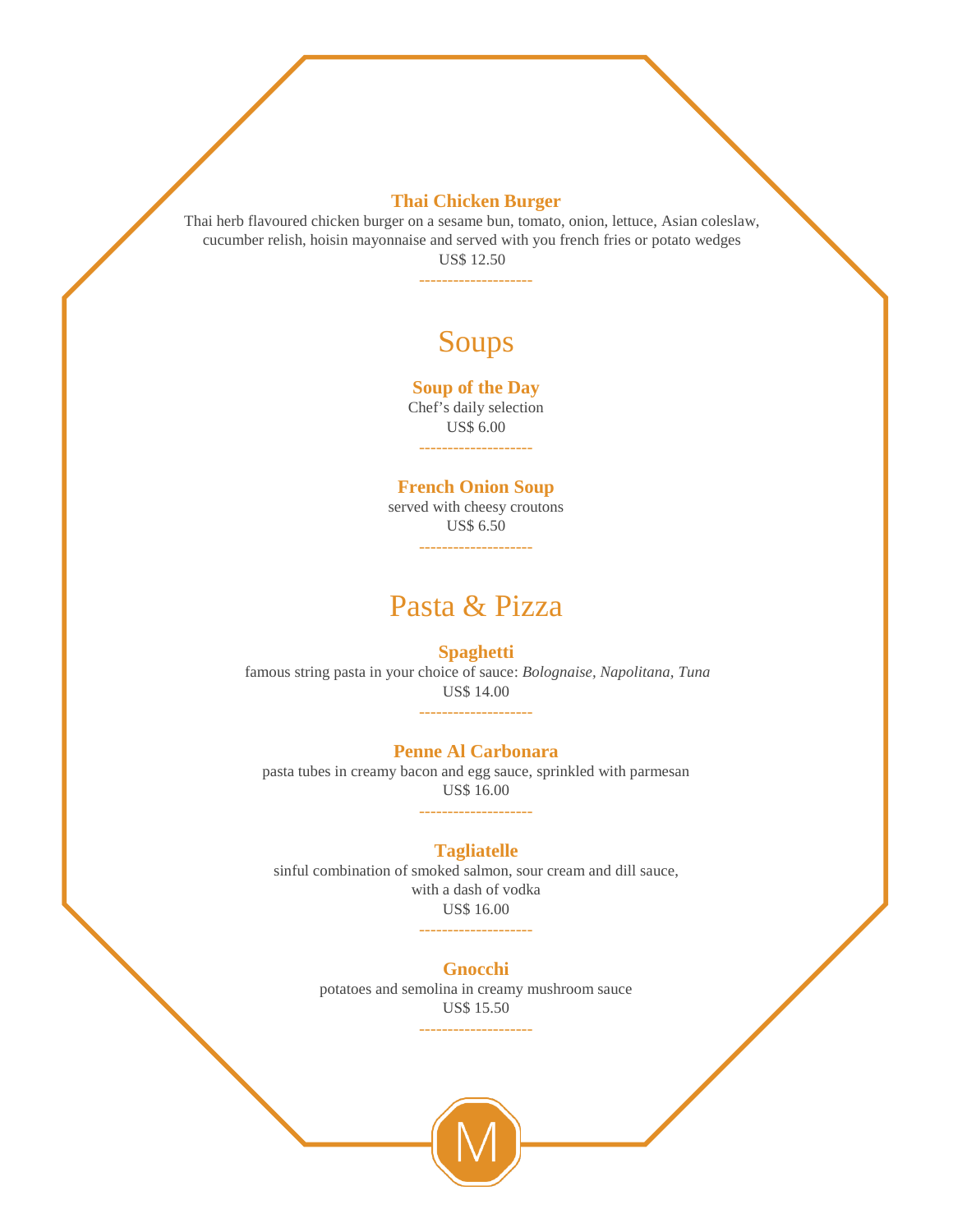**Thai Chicken Burger**
Thai herb flavoured chicken burger on a sesame bun, tomato, onion, lettuce, Asian coleslaw, cucumber relish, hoisin mayonnaise and served with you french fries or potato wedges
US$ 12.50

--------------------

## Soups

**Soup of the Day**
Chef's daily selection
US$ 6.00

--------------------

**French Onion Soup**
served with cheesy croutons
US$ 6.50

--------------------

## Pasta & Pizza

**Spaghetti**
famous string pasta in your choice of sauce: *Bolognaise, Napolitana, Tuna*
US$ 14.00

--------------------

**Penne Al Carbonara**
pasta tubes in creamy bacon and egg sauce, sprinkled with parmesan
US$ 16.00

--------------------

**Tagliatelle**
sinful combination of smoked salmon, sour cream and dill sauce, with a dash of vodka
US$ 16.00

--------------------

**Gnocchi**
potatoes and semolina in creamy mushroom sauce
US$ 15.50

--------------------

M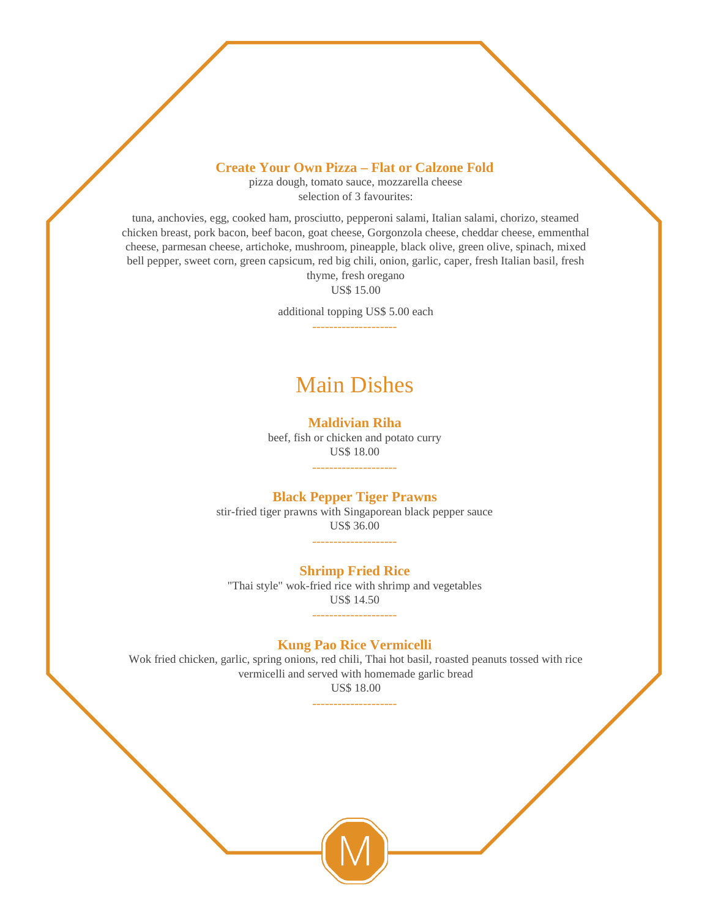### Create Your Own Pizza – Flat or Calzone Fold

pizza dough, tomato sauce, mozzarella cheese
selection of 3 favourites:

tuna, anchovies, egg, cooked ham, prosciutto, pepperoni salami, Italian salami, chorizo, steamed chicken breast, pork bacon, beef bacon, goat cheese, Gorgonzola cheese, cheddar cheese, emmenthal cheese, parmesan cheese, artichoke, mushroom, pineapple, black olive, green olive, spinach, mixed bell pepper, sweet corn, green capsicum, red big chili, onion, garlic, caper, fresh Italian basil, fresh thyme, fresh oregano
US$ 15.00

additional topping US$ 5.00 each

-------------------

## Main Dishes

### Maldivian Riha

beef, fish or chicken and potato curry
US$ 18.00

-------------------

### Black Pepper Tiger Prawns

stir-fried tiger prawns with Singaporean black pepper sauce
US$ 36.00

-------------------

### Shrimp Fried Rice

"Thai style" wok-fried rice with shrimp and vegetables
US$ 14.50

-------------------

### Kung Pao Rice Vermicelli

Wok fried chicken, garlic, spring onions, red chili, Thai hot basil, roasted peanuts tossed with rice vermicelli and served with homemade garlic bread
US$ 18.00

-------------------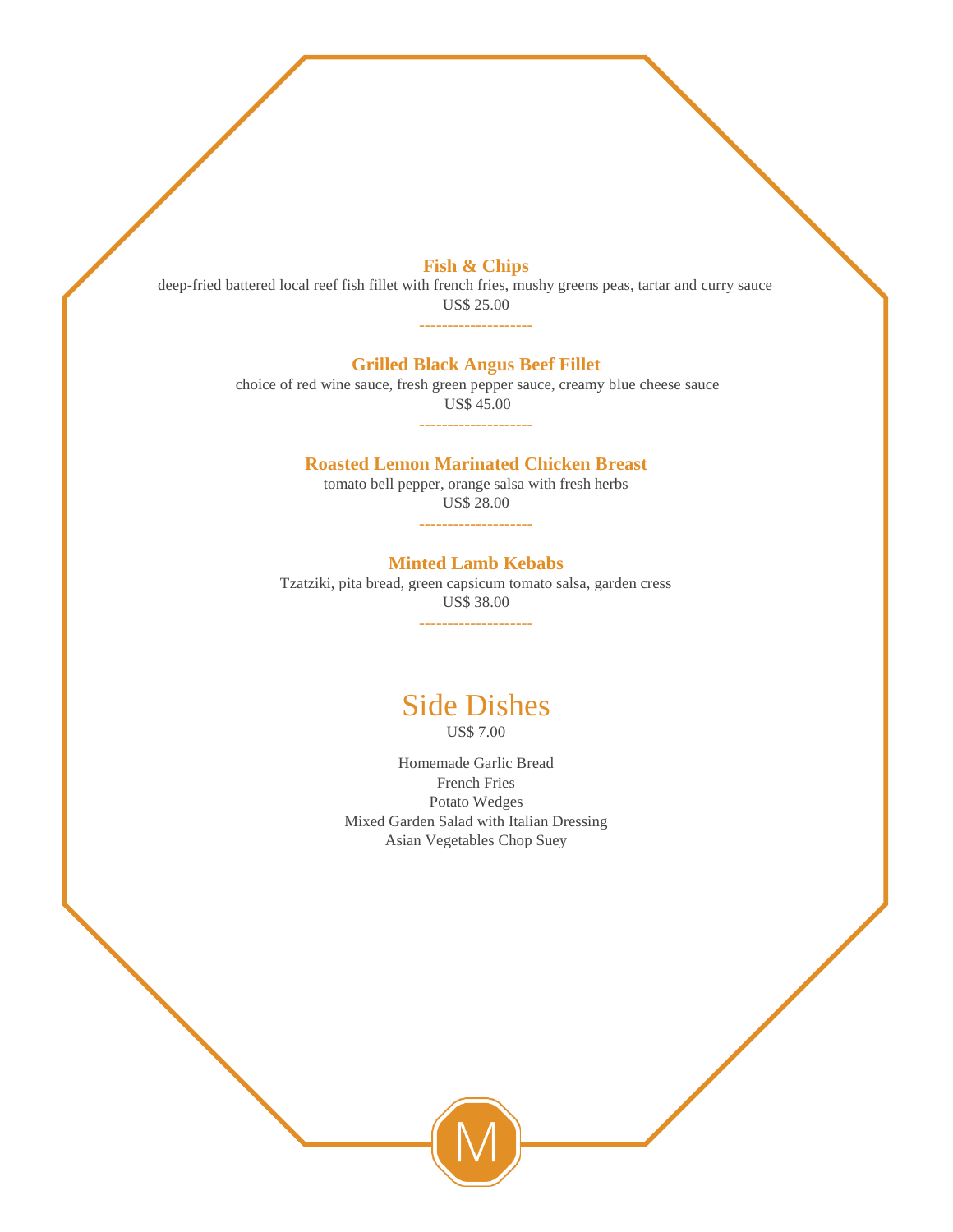### Fish & Chips

deep-fried battered local reef fish fillet with french fries, mushy greens peas, tartar and curry sauce

US$ 25.00

-------------------

### Grilled Black Angus Beef Fillet

choice of red wine sauce, fresh green pepper sauce, creamy blue cheese sauce

US$ 45.00

-------------------

### Roasted Lemon Marinated Chicken Breast

tomato bell pepper, orange salsa with fresh herbs

US$ 28.00

-------------------

### Minted Lamb Kebabs

Tzatziki, pita bread, green capsicum tomato salsa, garden cress

US$ 38.00

-------------------

## Side Dishes

US$ 7.00

Homemade Garlic Bread
French Fries
Potato Wedges
Mixed Garden Salad with Italian Dressing
Asian Vegetables Chop Suey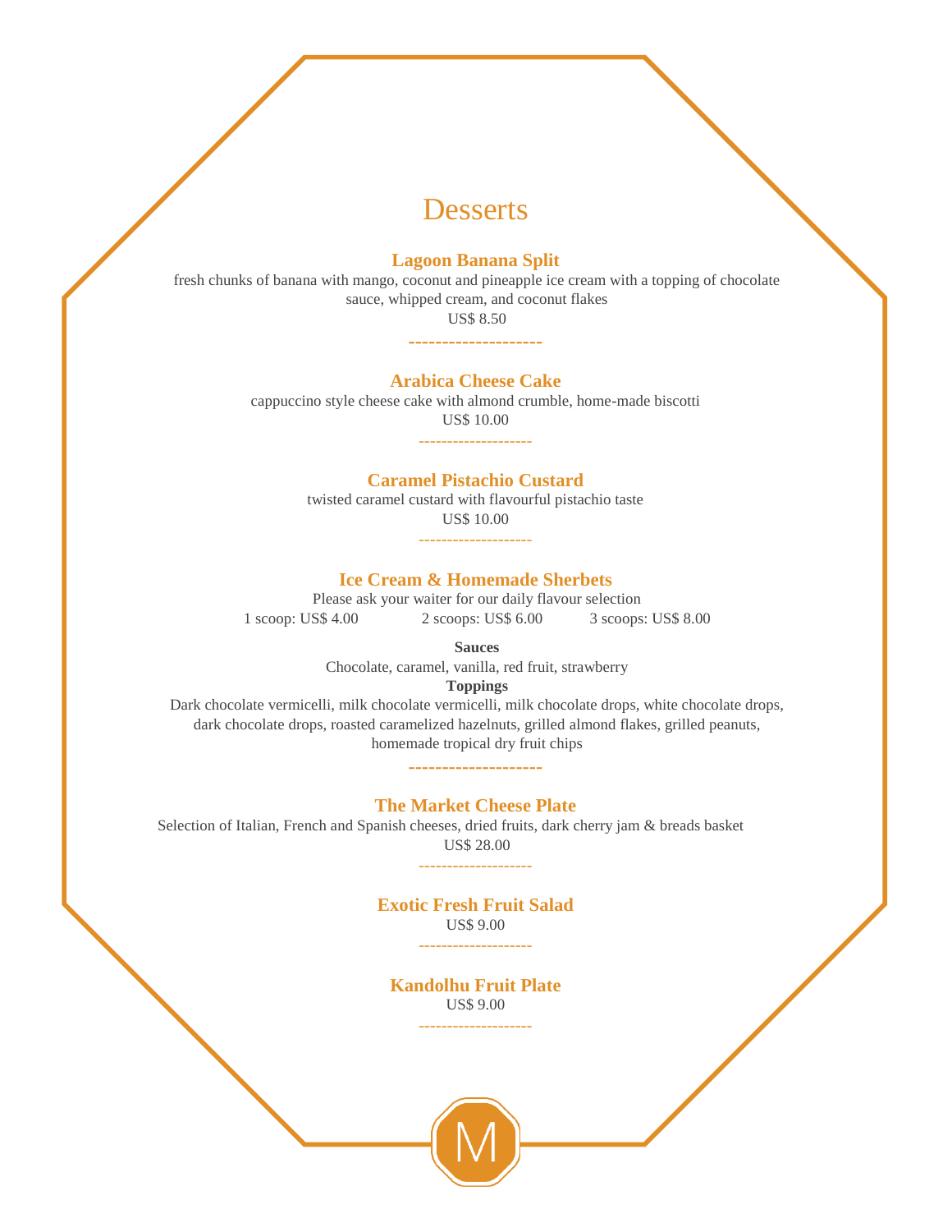# Desserts

### Lagoon Banana Split

fresh chunks of banana with mango, coconut and pineapple ice cream with a topping of chocolate sauce, whipped cream, and coconut flakes

US$ 8.50

--------------------

### Arabica Cheese Cake

cappuccino style cheese cake with almond crumble, home-made biscotti

US$ 10.00

--------------------

### Caramel Pistachio Custard

twisted caramel custard with flavourful pistachio taste

US$ 10.00

--------------------

### Ice Cream & Homemade Sherbets

Please ask your waiter for our daily flavour selection

1 scoop: US$ 4.00 2 scoops: US$ 6.00 3 scoops: US$ 8.00

**Sauces**

Chocolate, caramel, vanilla, red fruit, strawberry

**Toppings**

Dark chocolate vermicelli, milk chocolate vermicelli, milk chocolate drops, white chocolate drops, dark chocolate drops, roasted caramelized hazelnuts, grilled almond flakes, grilled peanuts, homemade tropical dry fruit chips

--------------------

### The Market Cheese Plate

Selection of Italian, French and Spanish cheeses, dried fruits, dark cherry jam & breads basket

US$ 28.00

--------------------

### Exotic Fresh Fruit Salad

US$ 9.00

--------------------

### Kandolhu Fruit Plate

US$ 9.00

--------------------